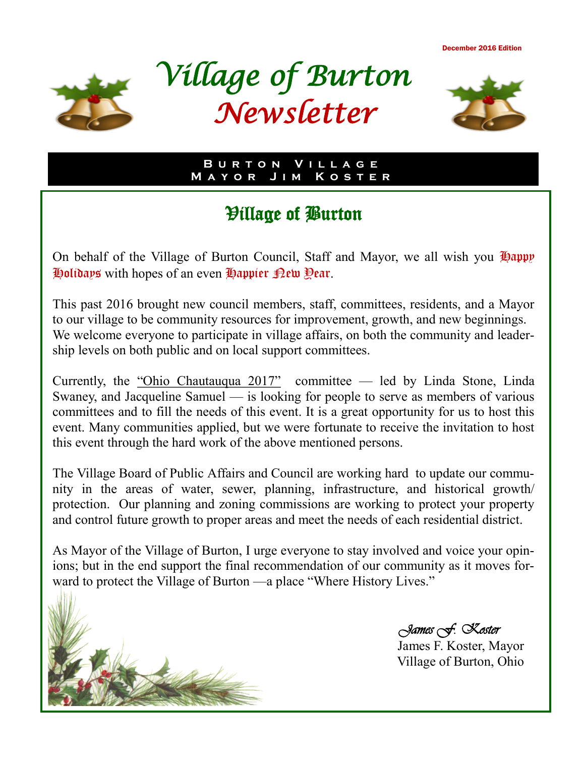December 2016 Edition

# Village of Burton Newsletter

**Burton Village**
**Mayor Jim Koster**

## Village of Burton

On behalf of the Village of Burton Council, Staff and Mayor, we all wish you Happy Holidays with hopes of an even Happier New Year.

This past 2016 brought new council members, staff, committees, residents, and a Mayor to our village to be community resources for improvement, growth, and new beginnings. We welcome everyone to participate in village affairs, on both the community and leadership levels on both public and on local support committees.

Currently, the "Ohio Chautauqua 2017" committee — led by Linda Stone, Linda Swaney, and Jacqueline Samuel — is looking for people to serve as members of various committees and to fill the needs of this event. It is a great opportunity for us to host this event. Many communities applied, but we were fortunate to receive the invitation to host this event through the hard work of the above mentioned persons.

The Village Board of Public Affairs and Council are working hard to update our community in the areas of water, sewer, planning, infrastructure, and historical growth/ protection. Our planning and zoning commissions are working to protect your property and control future growth to proper areas and meet the needs of each residential district.

As Mayor of the Village of Burton, I urge everyone to stay involved and voice your opinions; but in the end support the final recommendation of our community as it moves forward to protect the Village of Burton —a place "Where History Lives."

*James F. Koster*
James F. Koster, Mayor
Village of Burton, Ohio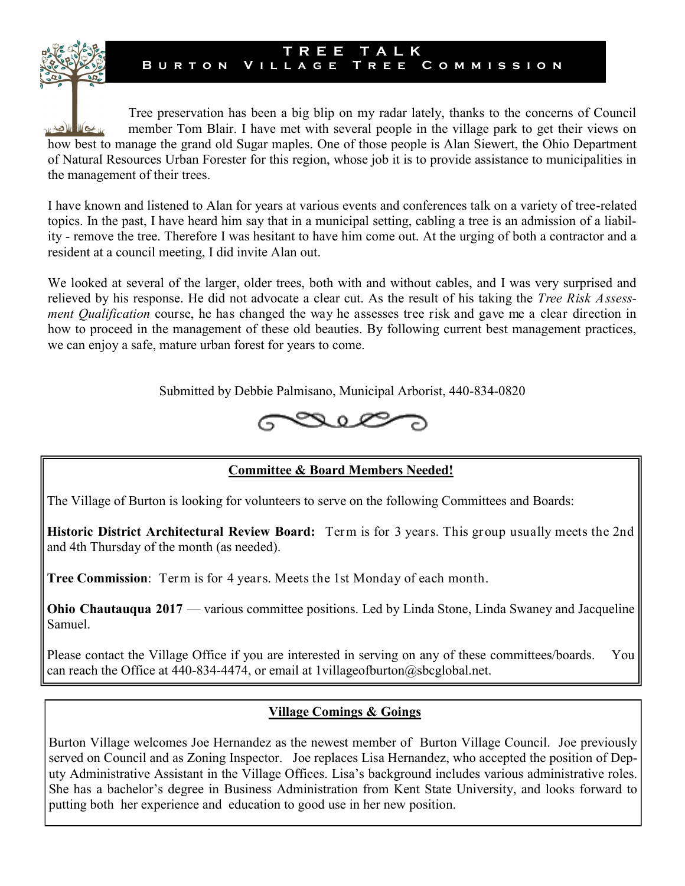# TREE TALK

## Burton Village Tree Commission

Tree preservation has been a big blip on my radar lately, thanks to the concerns of Council member Tom Blair. I have met with several people in the village park to get their views on how best to manage the grand old Sugar maples. One of those people is Alan Siewert, the Ohio Department of Natural Resources Urban Forester for this region, whose job it is to provide assistance to municipalities in the management of their trees.

I have known and listened to Alan for years at various events and conferences talk on a variety of tree-related topics. In the past, I have heard him say that in a municipal setting, cabling a tree is an admission of a liability - remove the tree. Therefore I was hesitant to have him come out. At the urging of both a contractor and a resident at a council meeting, I did invite Alan out.

We looked at several of the larger, older trees, both with and without cables, and I was very surprised and relieved by his response. He did not advocate a clear cut. As the result of his taking the *Tree Risk Assessment Qualification* course, he has changed the way he assesses tree risk and gave me a clear direction in how to proceed in the management of these old beauties. By following current best management practices, we can enjoy a safe, mature urban forest for years to come.

Submitted by Debbie Palmisano, Municipal Arborist, 440-834-0820

### Committee & Board Members Needed!

The Village of Burton is looking for volunteers to serve on the following Committees and Boards:

**Historic District Architectural Review Board:** Term is for 3 years. This group usually meets the 2nd and 4th Thursday of the month (as needed).

**Tree Commission**: Term is for 4 years. Meets the 1st Monday of each month.

**Ohio Chautauqua 2017** — various committee positions. Led by Linda Stone, Linda Swaney and Jacqueline Samuel.

Please contact the Village Office if you are interested in serving on any of these committees/boards. You can reach the Office at 440-834-4474, or email at 1villageofburton@sbcglobal.net.

### Village Comings & Goings

Burton Village welcomes Joe Hernandez as the newest member of Burton Village Council. Joe previously served on Council and as Zoning Inspector. Joe replaces Lisa Hernandez, who accepted the position of Deputy Administrative Assistant in the Village Offices. Lisa's background includes various administrative roles. She has a bachelor's degree in Business Administration from Kent State University, and looks forward to putting both her experience and education to good use in her new position.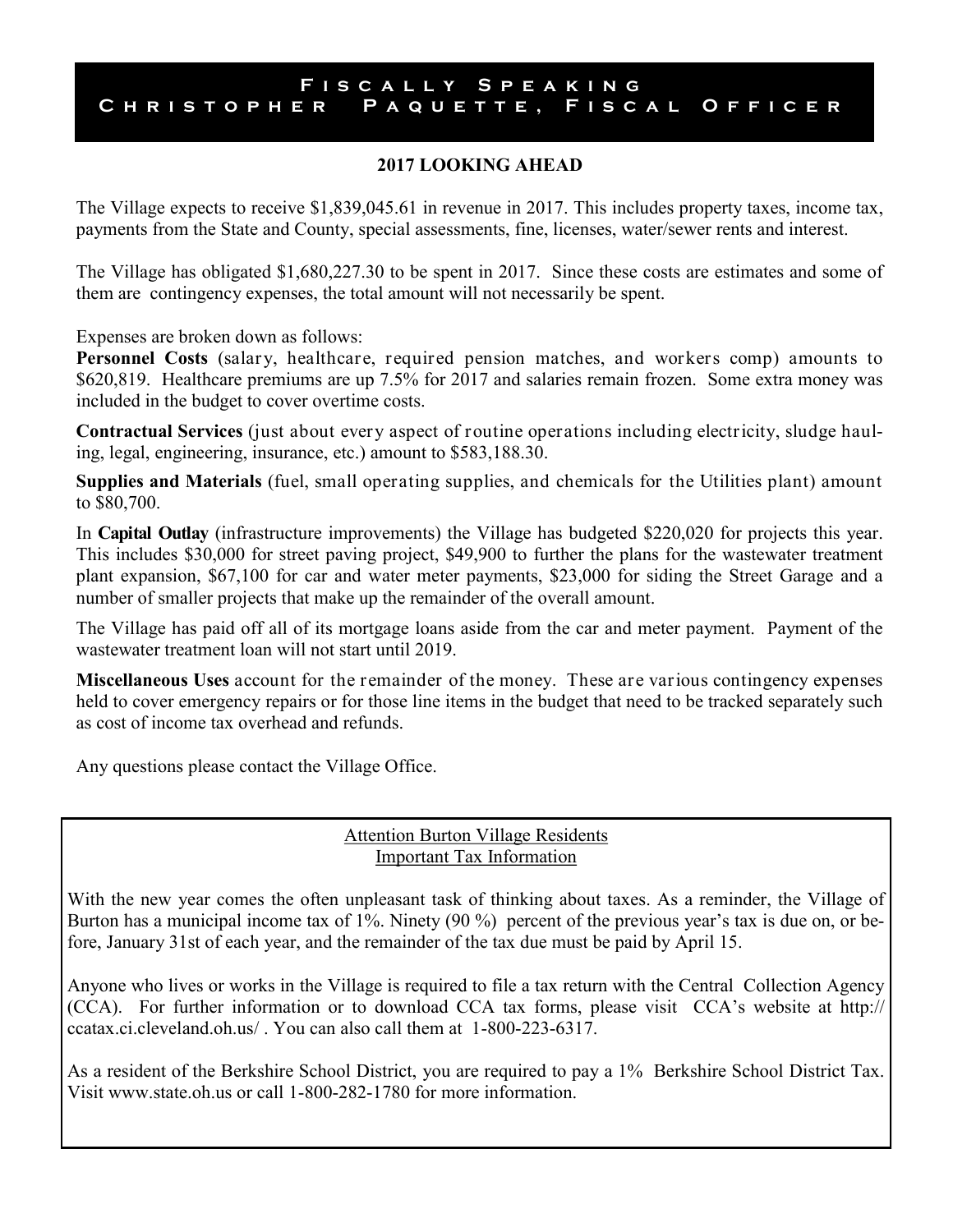# Fiscally Speaking
## Christopher Paquette, Fiscal Officer

### 2017 LOOKING AHEAD

The Village expects to receive $1,839,045.61 in revenue in 2017. This includes property taxes, income tax, payments from the State and County, special assessments, fine, licenses, water/sewer rents and interest.

The Village has obligated $1,680,227.30 to be spent in 2017. Since these costs are estimates and some of them are contingency expenses, the total amount will not necessarily be spent.

Expenses are broken down as follows:

**Personnel Costs** (salary, healthcare, required pension matches, and workers comp) amounts to $620,819. Healthcare premiums are up 7.5% for 2017 and salaries remain frozen. Some extra money was included in the budget to cover overtime costs.

**Contractual Services** (just about every aspect of routine operations including electricity, sludge hauling, legal, engineering, insurance, etc.) amount to $583,188.30.

**Supplies and Materials** (fuel, small operating supplies, and chemicals for the Utilities plant) amount to $80,700.

In **Capital Outlay** (infrastructure improvements) the Village has budgeted $220,020 for projects this year. This includes $30,000 for street paving project, $49,900 to further the plans for the wastewater treatment plant expansion, $67,100 for car and water meter payments, $23,000 for siding the Street Garage and a number of smaller projects that make up the remainder of the overall amount.

The Village has paid off all of its mortgage loans aside from the car and meter payment. Payment of the wastewater treatment loan will not start until 2019.

**Miscellaneous Uses** account for the remainder of the money. These are various contingency expenses held to cover emergency repairs or for those line items in the budget that need to be tracked separately such as cost of income tax overhead and refunds.

Any questions please contact the Village Office.

---

### Attention Burton Village Residents
### Important Tax Information

With the new year comes the often unpleasant task of thinking about taxes. As a reminder, the Village of Burton has a municipal income tax of 1%. Ninety (90 %) percent of the previous year's tax is due on, or before, January 31st of each year, and the remainder of the tax due must be paid by April 15.

Anyone who lives or works in the Village is required to file a tax return with the Central Collection Agency (CCA). For further information or to download CCA tax forms, please visit CCA's website at http://ccatax.ci.cleveland.oh.us/ . You can also call them at 1-800-223-6317.

As a resident of the Berkshire School District, you are required to pay a 1% Berkshire School District Tax. Visit www.state.oh.us or call 1-800-282-1780 for more information.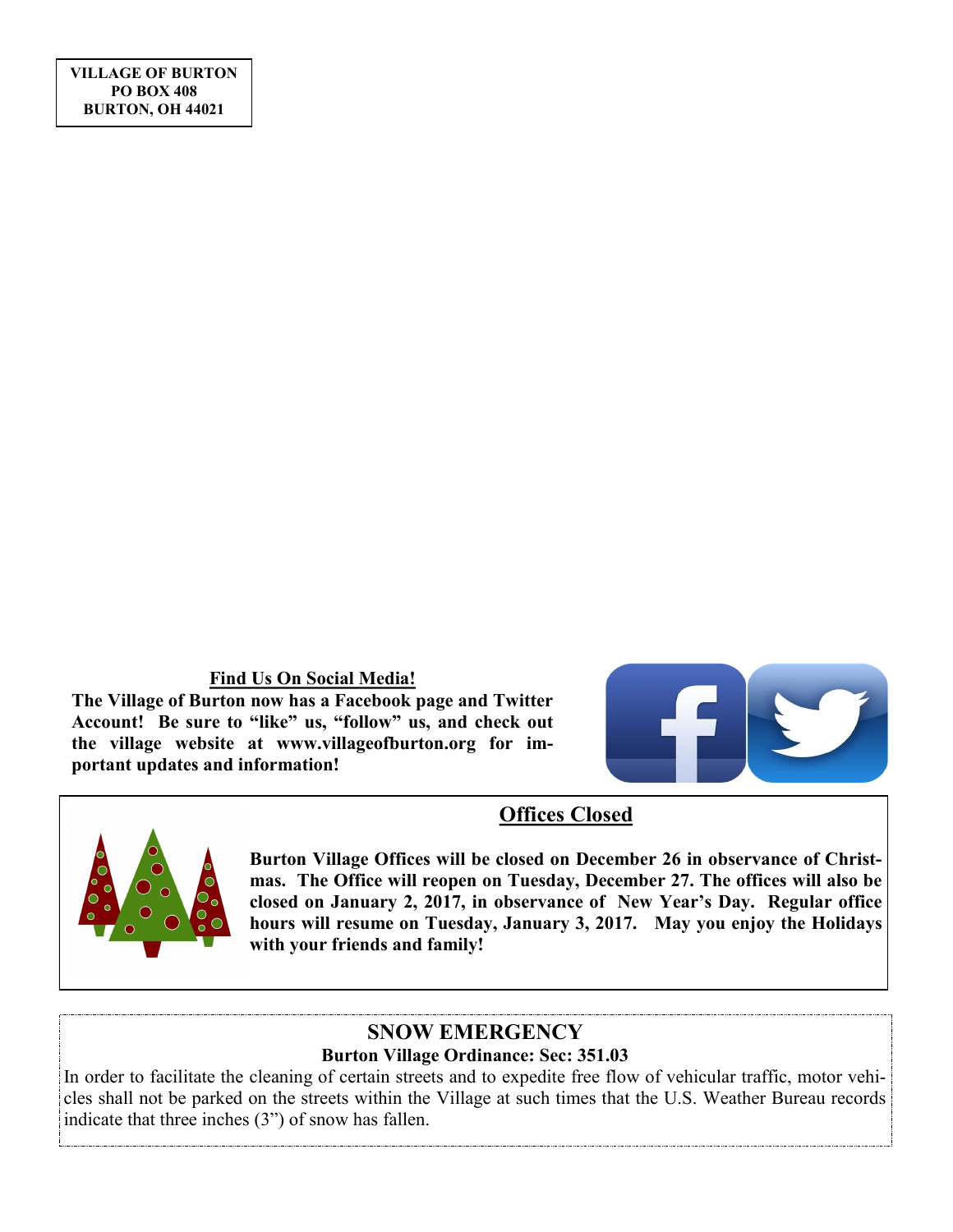**VILLAGE OF BURTON**
**PO BOX 408**
**BURTON, OH 44021**

## Find Us On Social Media!

**The Village of Burton now has a Facebook page and Twitter Account! Be sure to "like" us, "follow" us, and check out the village website at www.villageofburton.org for important updates and information!**

## Offices Closed

**Burton Village Offices will be closed on December 26 in observance of Christmas. The Office will reopen on Tuesday, December 27. The offices will also be closed on January 2, 2017, in observance of New Year's Day. Regular office hours will resume on Tuesday, January 3, 2017. May you enjoy the Holidays with your friends and family!**

## SNOW EMERGENCY

**Burton Village Ordinance: Sec: 351.03**

In order to facilitate the cleaning of certain streets and to expedite free flow of vehicular traffic, motor vehicles shall not be parked on the streets within the Village at such times that the U.S. Weather Bureau records indicate that three inches (3") of snow has fallen.